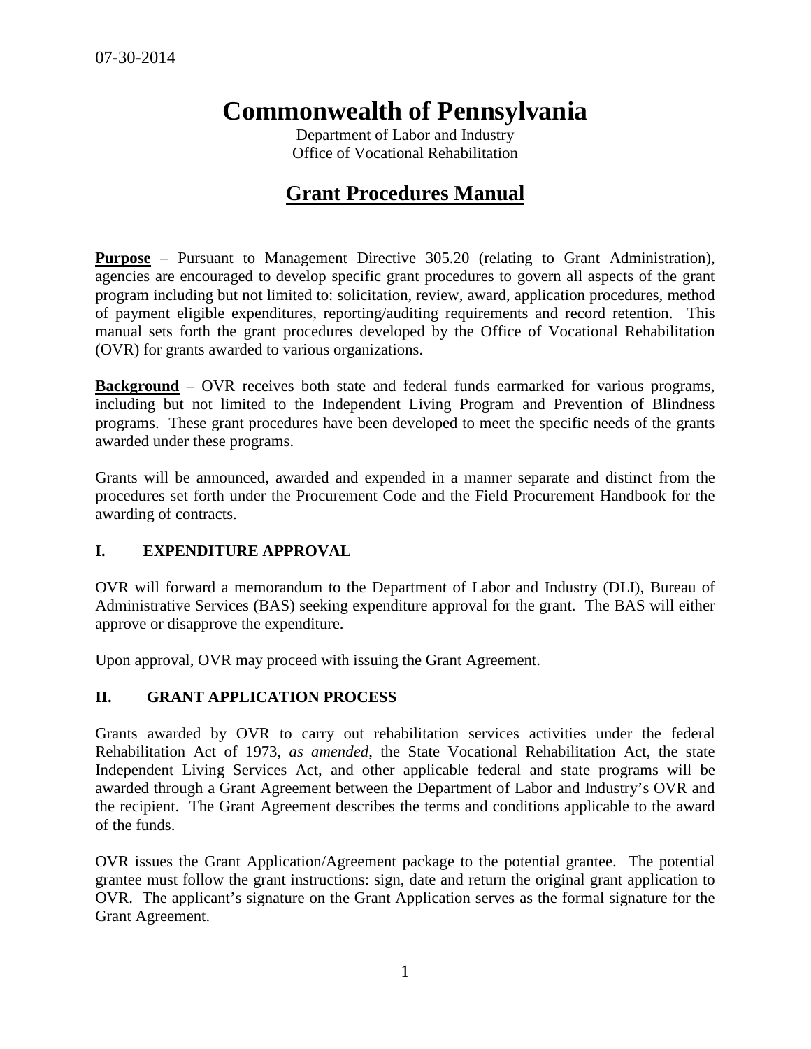07-30-2014

# Commonwealth of Pennsylvania

Department of Labor and Industry
Office of Vocational Rehabilitation

## Grant Procedures Manual

**Purpose** – Pursuant to Management Directive 305.20 (relating to Grant Administration), agencies are encouraged to develop specific grant procedures to govern all aspects of the grant program including but not limited to: solicitation, review, award, application procedures, method of payment eligible expenditures, reporting/auditing requirements and record retention. This manual sets forth the grant procedures developed by the Office of Vocational Rehabilitation (OVR) for grants awarded to various organizations.

**Background** – OVR receives both state and federal funds earmarked for various programs, including but not limited to the Independent Living Program and Prevention of Blindness programs. These grant procedures have been developed to meet the specific needs of the grants awarded under these programs.

Grants will be announced, awarded and expended in a manner separate and distinct from the procedures set forth under the Procurement Code and the Field Procurement Handbook for the awarding of contracts.

### I. EXPENDITURE APPROVAL

OVR will forward a memorandum to the Department of Labor and Industry (DLI), Bureau of Administrative Services (BAS) seeking expenditure approval for the grant. The BAS will either approve or disapprove the expenditure.

Upon approval, OVR may proceed with issuing the Grant Agreement.

### II. GRANT APPLICATION PROCESS

Grants awarded by OVR to carry out rehabilitation services activities under the federal Rehabilitation Act of 1973, *as amended*, the State Vocational Rehabilitation Act, the state Independent Living Services Act, and other applicable federal and state programs will be awarded through a Grant Agreement between the Department of Labor and Industry's OVR and the recipient. The Grant Agreement describes the terms and conditions applicable to the award of the funds.

OVR issues the Grant Application/Agreement package to the potential grantee. The potential grantee must follow the grant instructions: sign, date and return the original grant application to OVR. The applicant's signature on the Grant Application serves as the formal signature for the Grant Agreement.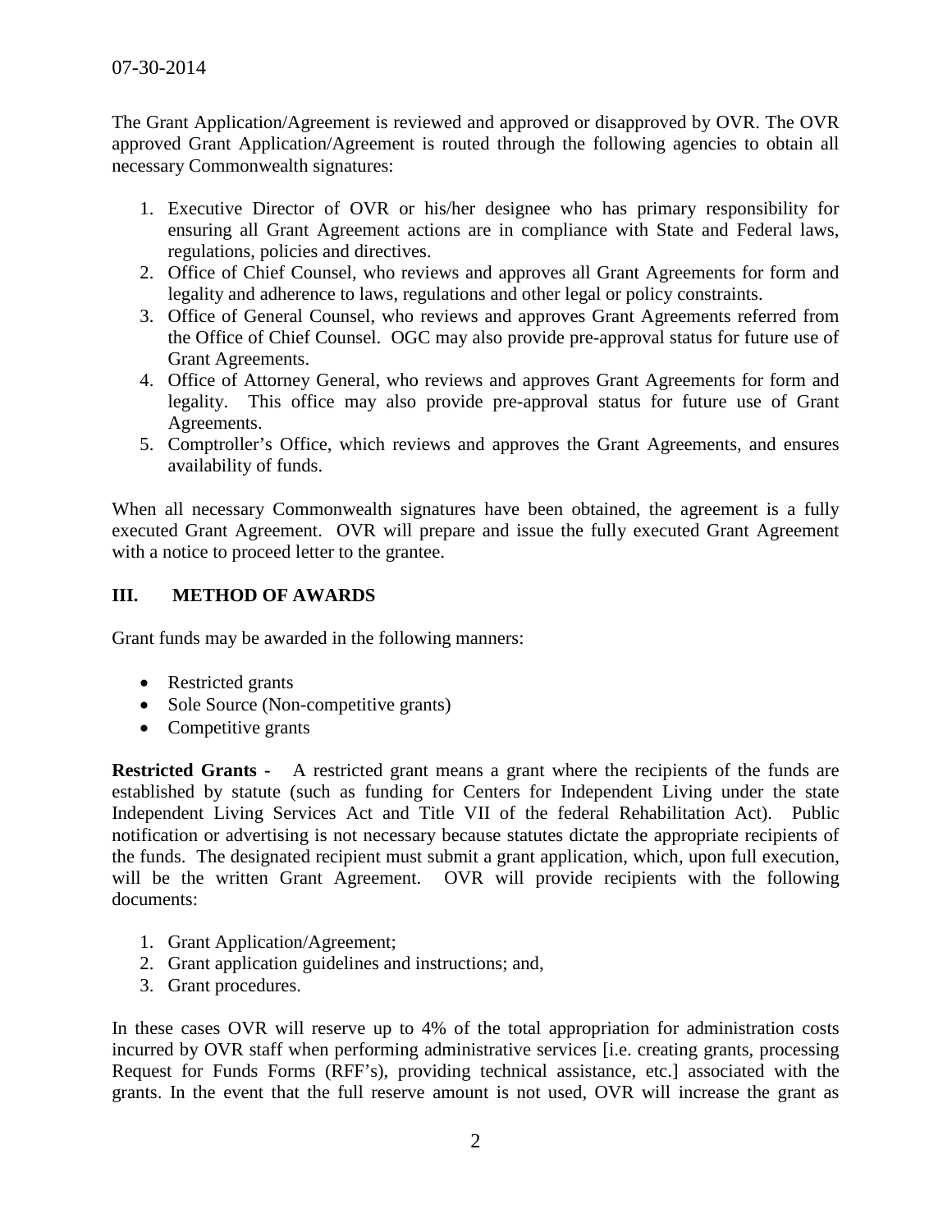07-30-2014

The Grant Application/Agreement is reviewed and approved or disapproved by OVR. The OVR approved Grant Application/Agreement is routed through the following agencies to obtain all necessary Commonwealth signatures:

1. Executive Director of OVR or his/her designee who has primary responsibility for ensuring all Grant Agreement actions are in compliance with State and Federal laws, regulations, policies and directives.
2. Office of Chief Counsel, who reviews and approves all Grant Agreements for form and legality and adherence to laws, regulations and other legal or policy constraints.
3. Office of General Counsel, who reviews and approves Grant Agreements referred from the Office of Chief Counsel. OGC may also provide pre-approval status for future use of Grant Agreements.
4. Office of Attorney General, who reviews and approves Grant Agreements for form and legality. This office may also provide pre-approval status for future use of Grant Agreements.
5. Comptroller's Office, which reviews and approves the Grant Agreements, and ensures availability of funds.

When all necessary Commonwealth signatures have been obtained, the agreement is a fully executed Grant Agreement. OVR will prepare and issue the fully executed Grant Agreement with a notice to proceed letter to the grantee.

## III. METHOD OF AWARDS

Grant funds may be awarded in the following manners:

- Restricted grants
- Sole Source (Non-competitive grants)
- Competitive grants

**Restricted Grants -** A restricted grant means a grant where the recipients of the funds are established by statute (such as funding for Centers for Independent Living under the state Independent Living Services Act and Title VII of the federal Rehabilitation Act). Public notification or advertising is not necessary because statutes dictate the appropriate recipients of the funds. The designated recipient must submit a grant application, which, upon full execution, will be the written Grant Agreement. OVR will provide recipients with the following documents:

1. Grant Application/Agreement;
2. Grant application guidelines and instructions; and,
3. Grant procedures.

In these cases OVR will reserve up to 4% of the total appropriation for administration costs incurred by OVR staff when performing administrative services [i.e. creating grants, processing Request for Funds Forms (RFF's), providing technical assistance, etc.] associated with the grants. In the event that the full reserve amount is not used, OVR will increase the grant as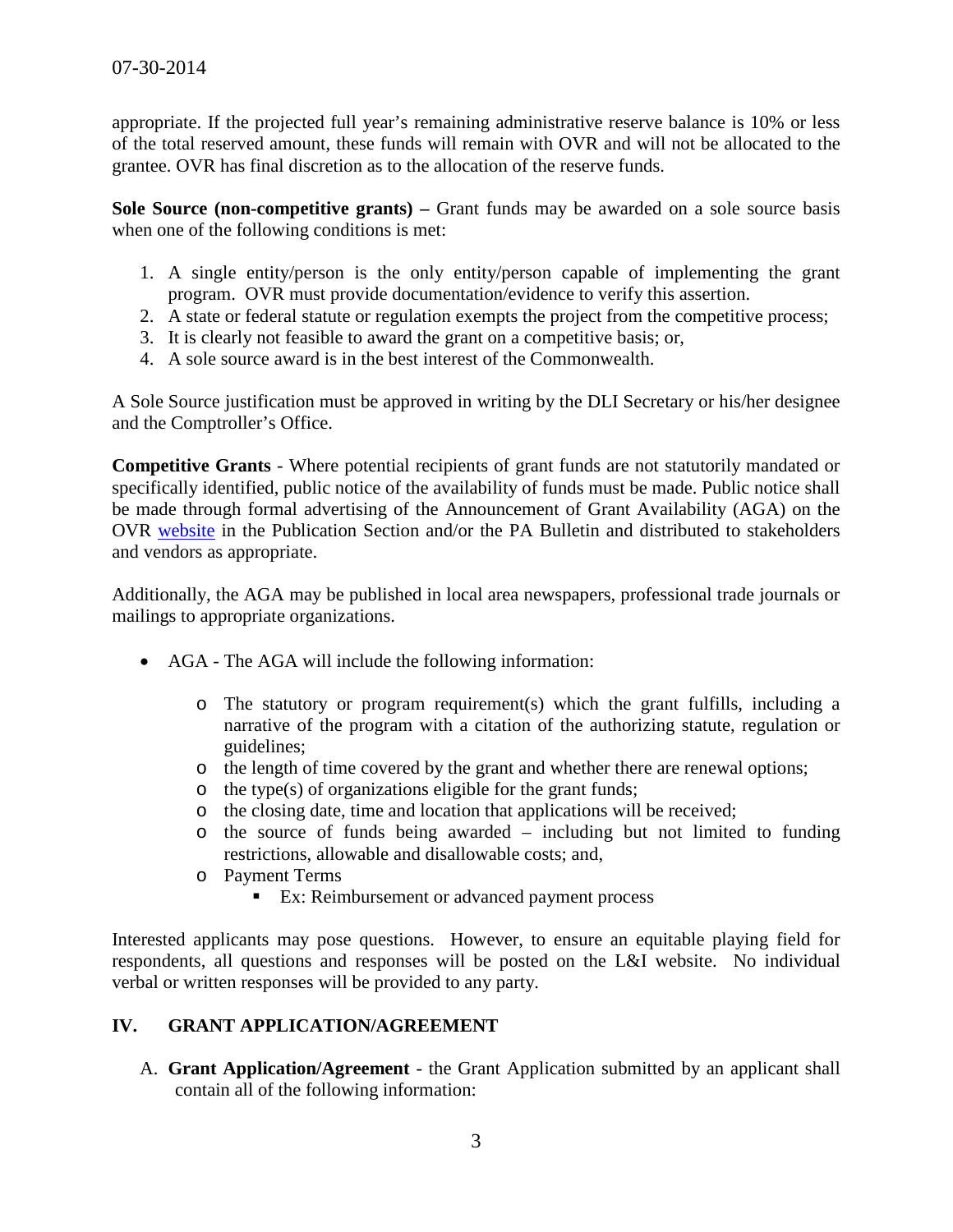appropriate. If the projected full year's remaining administrative reserve balance is 10% or less of the total reserved amount, these funds will remain with OVR and will not be allocated to the grantee. OVR has final discretion as to the allocation of the reserve funds.

**Sole Source (non-competitive grants) –** Grant funds may be awarded on a sole source basis when one of the following conditions is met:

1. A single entity/person is the only entity/person capable of implementing the grant program. OVR must provide documentation/evidence to verify this assertion.
2. A state or federal statute or regulation exempts the project from the competitive process;
3. It is clearly not feasible to award the grant on a competitive basis; or,
4. A sole source award is in the best interest of the Commonwealth.

A Sole Source justification must be approved in writing by the DLI Secretary or his/her designee and the Comptroller's Office.

**Competitive Grants** - Where potential recipients of grant funds are not statutorily mandated or specifically identified, public notice of the availability of funds must be made. Public notice shall be made through formal advertising of the Announcement of Grant Availability (AGA) on the OVR website in the Publication Section and/or the PA Bulletin and distributed to stakeholders and vendors as appropriate.

Additionally, the AGA may be published in local area newspapers, professional trade journals or mailings to appropriate organizations.

- AGA - The AGA will include the following information:
  - The statutory or program requirement(s) which the grant fulfills, including a narrative of the program with a citation of the authorizing statute, regulation or guidelines;
  - the length of time covered by the grant and whether there are renewal options;
  - the type(s) of organizations eligible for the grant funds;
  - the closing date, time and location that applications will be received;
  - the source of funds being awarded – including but not limited to funding restrictions, allowable and disallowable costs; and,
  - Payment Terms
    - Ex: Reimbursement or advanced payment process

Interested applicants may pose questions. However, to ensure an equitable playing field for respondents, all questions and responses will be posted on the L&I website. No individual verbal or written responses will be provided to any party.

## IV. GRANT APPLICATION/AGREEMENT

A. **Grant Application/Agreement** - the Grant Application submitted by an applicant shall contain all of the following information: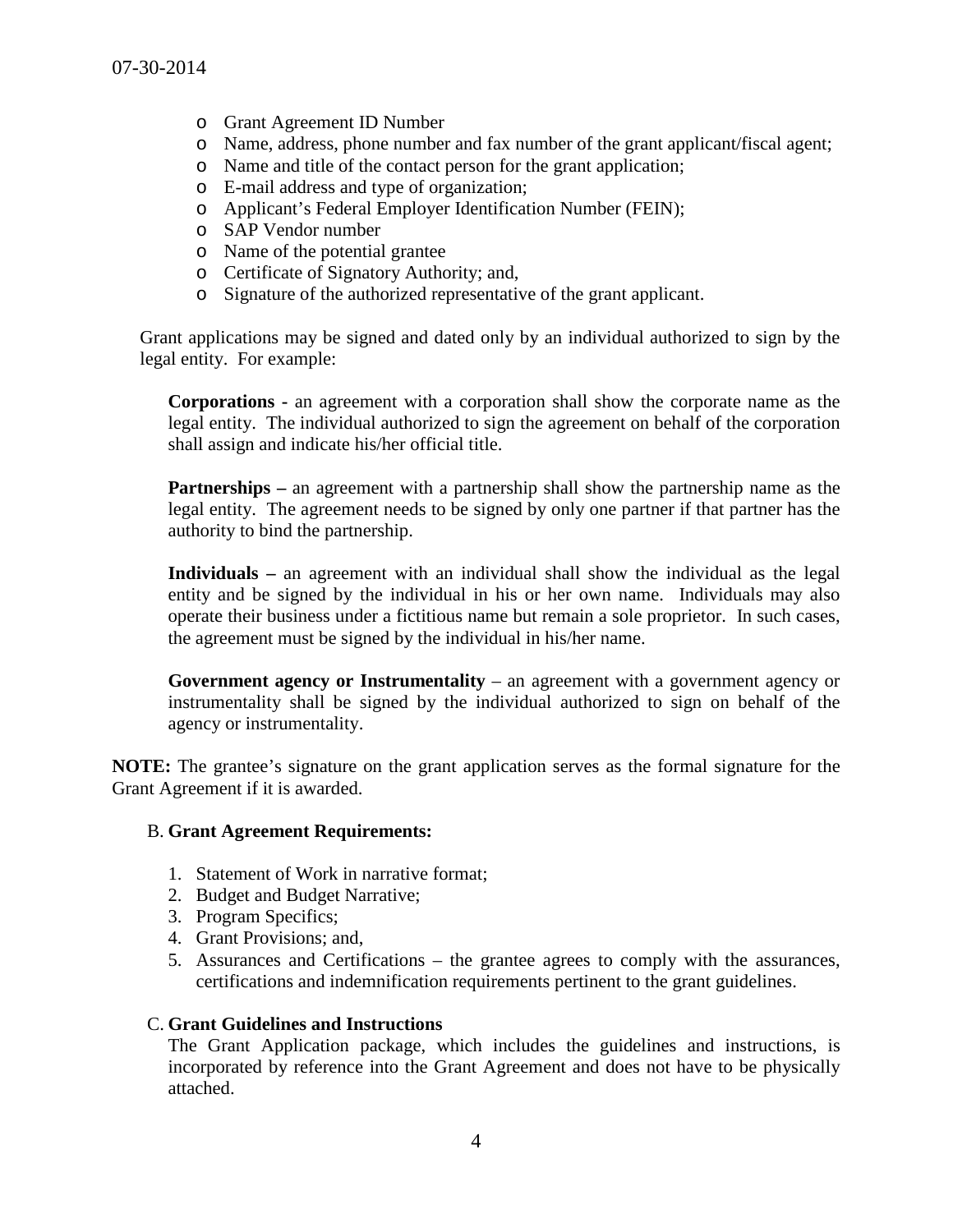- Grant Agreement ID Number
- Name, address, phone number and fax number of the grant applicant/fiscal agent;
- Name and title of the contact person for the grant application;
- E-mail address and type of organization;
- Applicant's Federal Employer Identification Number (FEIN);
- SAP Vendor number
- Name of the potential grantee
- Certificate of Signatory Authority; and,
- Signature of the authorized representative of the grant applicant.

Grant applications may be signed and dated only by an individual authorized to sign by the legal entity. For example:

**Corporations** - an agreement with a corporation shall show the corporate name as the legal entity. The individual authorized to sign the agreement on behalf of the corporation shall assign and indicate his/her official title.

**Partnerships –** an agreement with a partnership shall show the partnership name as the legal entity. The agreement needs to be signed by only one partner if that partner has the authority to bind the partnership.

**Individuals –** an agreement with an individual shall show the individual as the legal entity and be signed by the individual in his or her own name. Individuals may also operate their business under a fictitious name but remain a sole proprietor. In such cases, the agreement must be signed by the individual in his/her name.

**Government agency or Instrumentality** – an agreement with a government agency or instrumentality shall be signed by the individual authorized to sign on behalf of the agency or instrumentality.

**NOTE:** The grantee's signature on the grant application serves as the formal signature for the Grant Agreement if it is awarded.

B. **Grant Agreement Requirements:**

1. Statement of Work in narrative format;
2. Budget and Budget Narrative;
3. Program Specifics;
4. Grant Provisions; and,
5. Assurances and Certifications – the grantee agrees to comply with the assurances, certifications and indemnification requirements pertinent to the grant guidelines.

C. **Grant Guidelines and Instructions**

The Grant Application package, which includes the guidelines and instructions, is incorporated by reference into the Grant Agreement and does not have to be physically attached.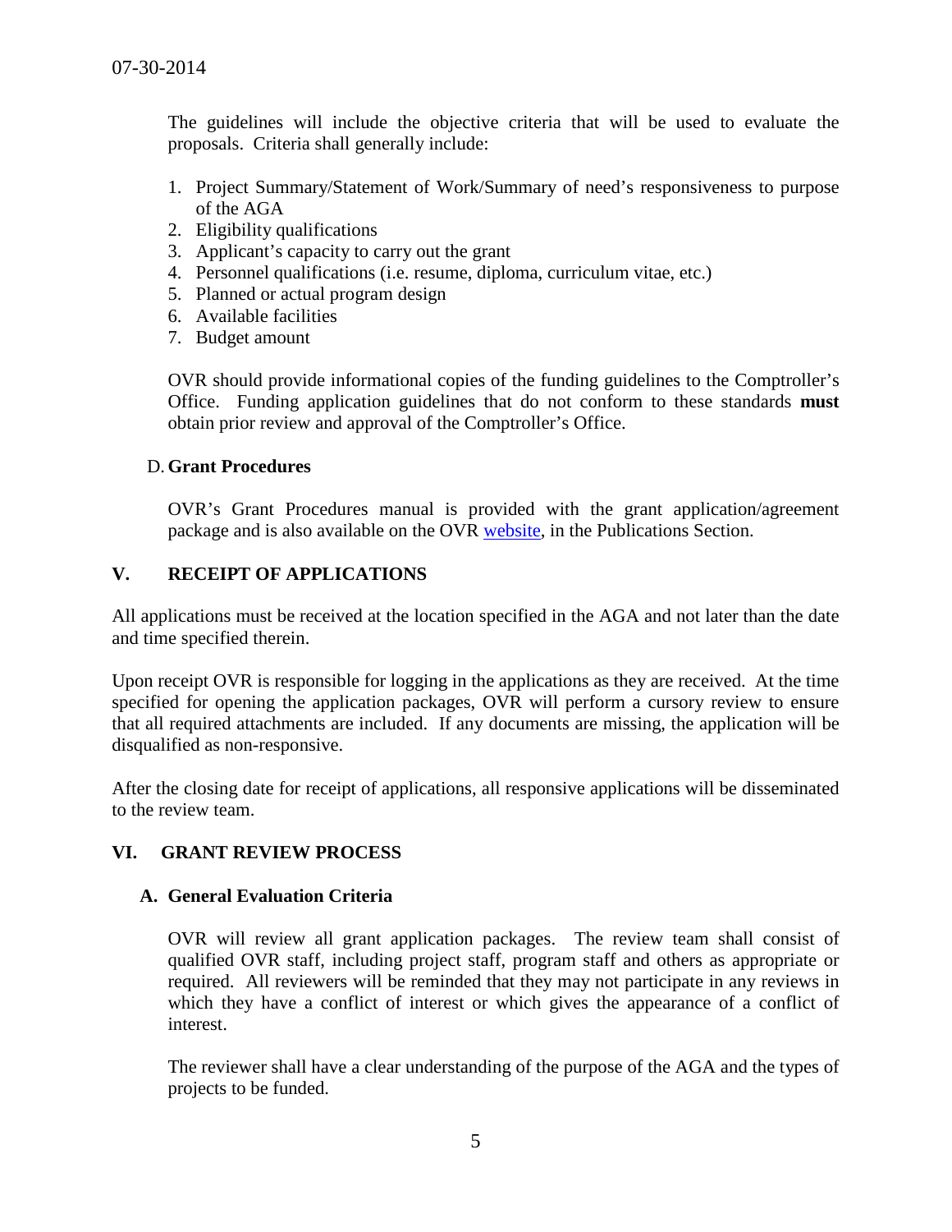The guidelines will include the objective criteria that will be used to evaluate the proposals. Criteria shall generally include:

1. Project Summary/Statement of Work/Summary of need's responsiveness to purpose of the AGA
2. Eligibility qualifications
3. Applicant's capacity to carry out the grant
4. Personnel qualifications (i.e. resume, diploma, curriculum vitae, etc.)
5. Planned or actual program design
6. Available facilities
7. Budget amount

OVR should provide informational copies of the funding guidelines to the Comptroller's Office. Funding application guidelines that do not conform to these standards **must** obtain prior review and approval of the Comptroller's Office.

### D. Grant Procedures

OVR's Grant Procedures manual is provided with the grant application/agreement package and is also available on the OVR website, in the Publications Section.

## V. RECEIPT OF APPLICATIONS

All applications must be received at the location specified in the AGA and not later than the date and time specified therein.

Upon receipt OVR is responsible for logging in the applications as they are received. At the time specified for opening the application packages, OVR will perform a cursory review to ensure that all required attachments are included. If any documents are missing, the application will be disqualified as non-responsive.

After the closing date for receipt of applications, all responsive applications will be disseminated to the review team.

## VI. GRANT REVIEW PROCESS

### A. General Evaluation Criteria

OVR will review all grant application packages. The review team shall consist of qualified OVR staff, including project staff, program staff and others as appropriate or required. All reviewers will be reminded that they may not participate in any reviews in which they have a conflict of interest or which gives the appearance of a conflict of interest.

The reviewer shall have a clear understanding of the purpose of the AGA and the types of projects to be funded.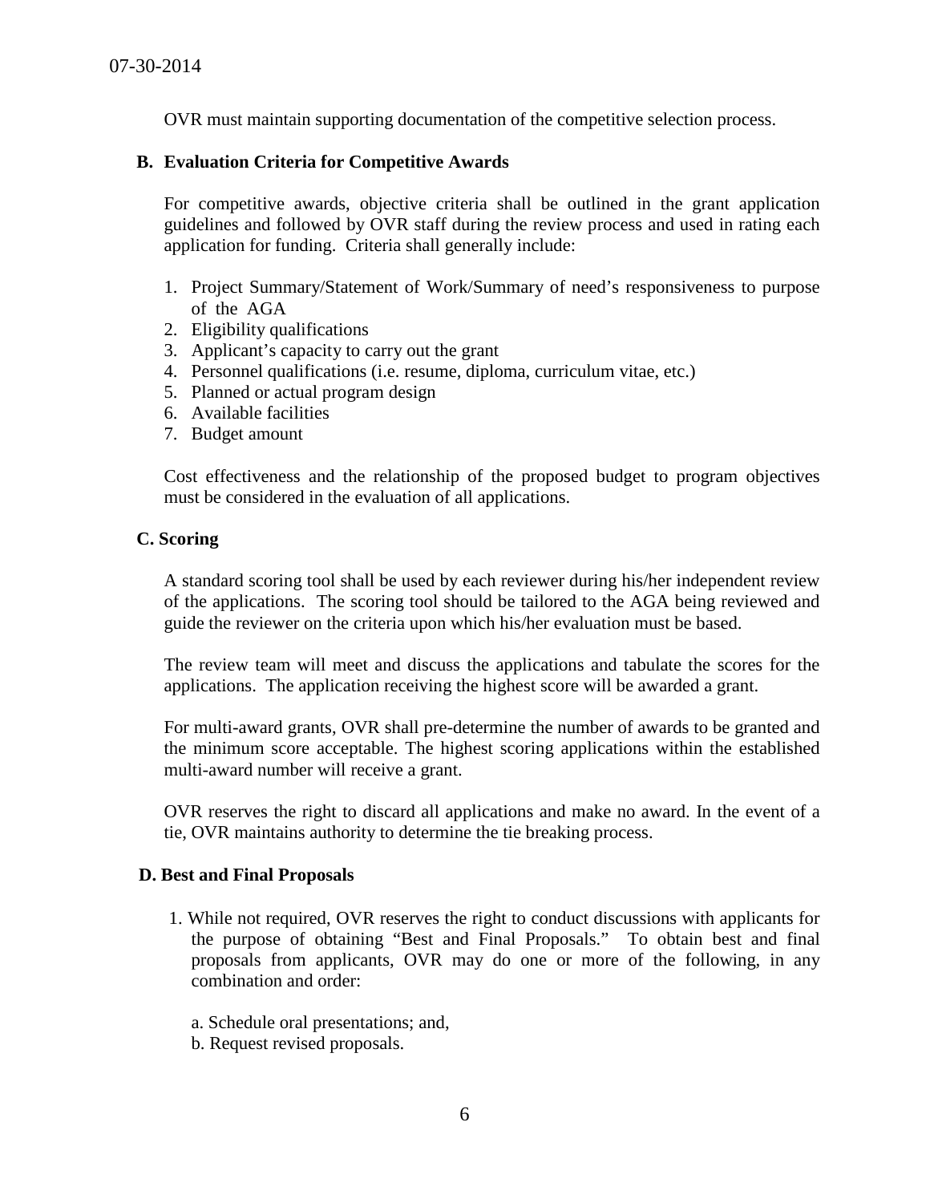OVR must maintain supporting documentation of the competitive selection process.

### B. Evaluation Criteria for Competitive Awards

For competitive awards, objective criteria shall be outlined in the grant application guidelines and followed by OVR staff during the review process and used in rating each application for funding. Criteria shall generally include:

1. Project Summary/Statement of Work/Summary of need's responsiveness to purpose of the AGA
2. Eligibility qualifications
3. Applicant's capacity to carry out the grant
4. Personnel qualifications (i.e. resume, diploma, curriculum vitae, etc.)
5. Planned or actual program design
6. Available facilities
7. Budget amount

Cost effectiveness and the relationship of the proposed budget to program objectives must be considered in the evaluation of all applications.

### C. Scoring

A standard scoring tool shall be used by each reviewer during his/her independent review of the applications. The scoring tool should be tailored to the AGA being reviewed and guide the reviewer on the criteria upon which his/her evaluation must be based.

The review team will meet and discuss the applications and tabulate the scores for the applications. The application receiving the highest score will be awarded a grant.

For multi-award grants, OVR shall pre-determine the number of awards to be granted and the minimum score acceptable. The highest scoring applications within the established multi-award number will receive a grant.

OVR reserves the right to discard all applications and make no award. In the event of a tie, OVR maintains authority to determine the tie breaking process.

### D. Best and Final Proposals

1. While not required, OVR reserves the right to conduct discussions with applicants for the purpose of obtaining "Best and Final Proposals." To obtain best and final proposals from applicants, OVR may do one or more of the following, in any combination and order:

   a. Schedule oral presentations; and,
   b. Request revised proposals.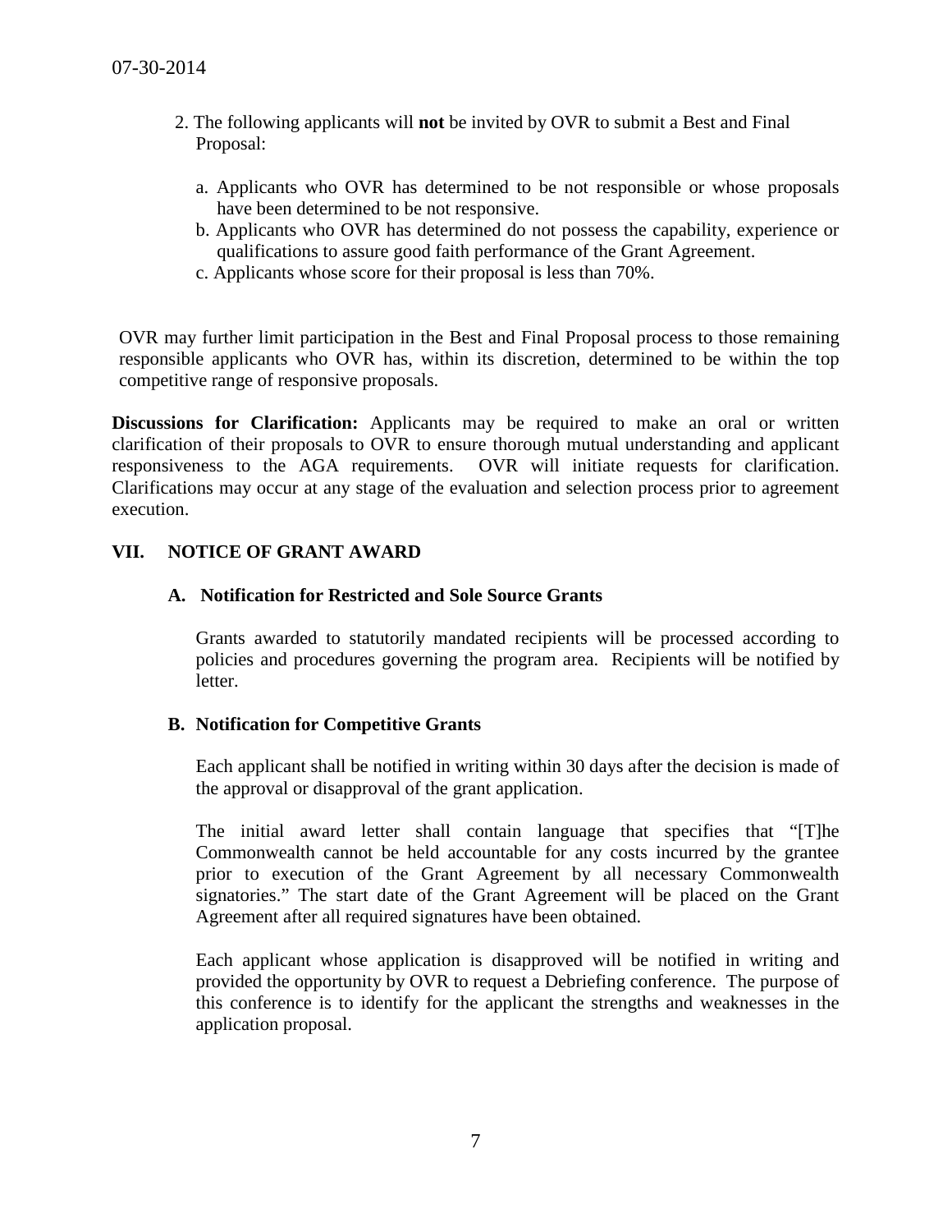2. The following applicants will **not** be invited by OVR to submit a Best and Final Proposal:

   a. Applicants who OVR has determined to be not responsible or whose proposals have been determined to be not responsive.
   b. Applicants who OVR has determined do not possess the capability, experience or qualifications to assure good faith performance of the Grant Agreement.
   c. Applicants whose score for their proposal is less than 70%.

OVR may further limit participation in the Best and Final Proposal process to those remaining responsible applicants who OVR has, within its discretion, determined to be within the top competitive range of responsive proposals.

**Discussions for Clarification:** Applicants may be required to make an oral or written clarification of their proposals to OVR to ensure thorough mutual understanding and applicant responsiveness to the AGA requirements. OVR will initiate requests for clarification. Clarifications may occur at any stage of the evaluation and selection process prior to agreement execution.

## VII. NOTICE OF GRANT AWARD

### A. Notification for Restricted and Sole Source Grants

Grants awarded to statutorily mandated recipients will be processed according to policies and procedures governing the program area. Recipients will be notified by letter.

### B. Notification for Competitive Grants

Each applicant shall be notified in writing within 30 days after the decision is made of the approval or disapproval of the grant application.

The initial award letter shall contain language that specifies that "[T]he Commonwealth cannot be held accountable for any costs incurred by the grantee prior to execution of the Grant Agreement by all necessary Commonwealth signatories." The start date of the Grant Agreement will be placed on the Grant Agreement after all required signatures have been obtained.

Each applicant whose application is disapproved will be notified in writing and provided the opportunity by OVR to request a Debriefing conference. The purpose of this conference is to identify for the applicant the strengths and weaknesses in the application proposal.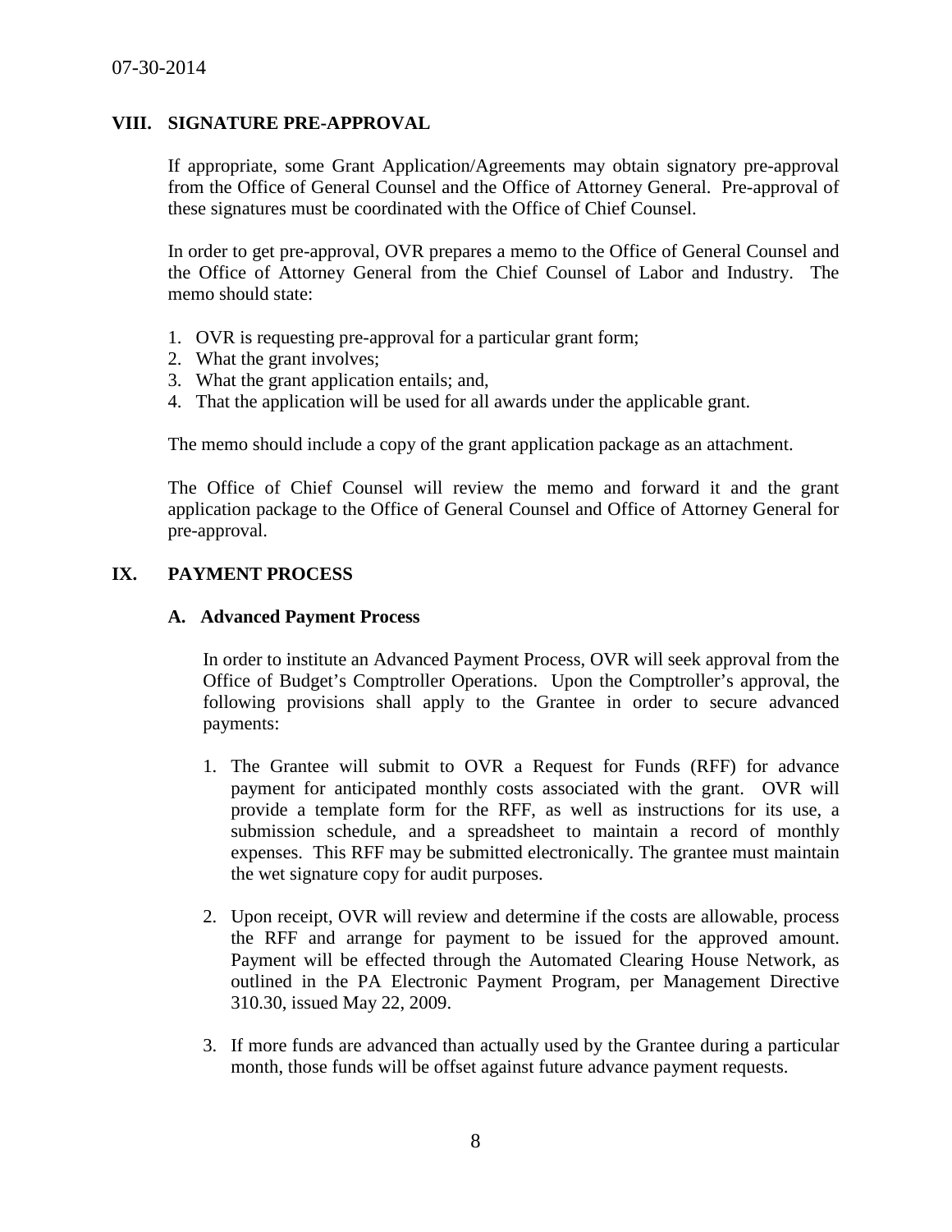## VIII. SIGNATURE PRE-APPROVAL

If appropriate, some Grant Application/Agreements may obtain signatory pre-approval from the Office of General Counsel and the Office of Attorney General. Pre-approval of these signatures must be coordinated with the Office of Chief Counsel.

In order to get pre-approval, OVR prepares a memo to the Office of General Counsel and the Office of Attorney General from the Chief Counsel of Labor and Industry. The memo should state:

1. OVR is requesting pre-approval for a particular grant form;
2. What the grant involves;
3. What the grant application entails; and,
4. That the application will be used for all awards under the applicable grant.

The memo should include a copy of the grant application package as an attachment.

The Office of Chief Counsel will review the memo and forward it and the grant application package to the Office of General Counsel and Office of Attorney General for pre-approval.

## IX. PAYMENT PROCESS

### A. Advanced Payment Process

In order to institute an Advanced Payment Process, OVR will seek approval from the Office of Budget's Comptroller Operations. Upon the Comptroller's approval, the following provisions shall apply to the Grantee in order to secure advanced payments:

1. The Grantee will submit to OVR a Request for Funds (RFF) for advance payment for anticipated monthly costs associated with the grant. OVR will provide a template form for the RFF, as well as instructions for its use, a submission schedule, and a spreadsheet to maintain a record of monthly expenses. This RFF may be submitted electronically. The grantee must maintain the wet signature copy for audit purposes.

2. Upon receipt, OVR will review and determine if the costs are allowable, process the RFF and arrange for payment to be issued for the approved amount. Payment will be effected through the Automated Clearing House Network, as outlined in the PA Electronic Payment Program, per Management Directive 310.30, issued May 22, 2009.

3. If more funds are advanced than actually used by the Grantee during a particular month, those funds will be offset against future advance payment requests.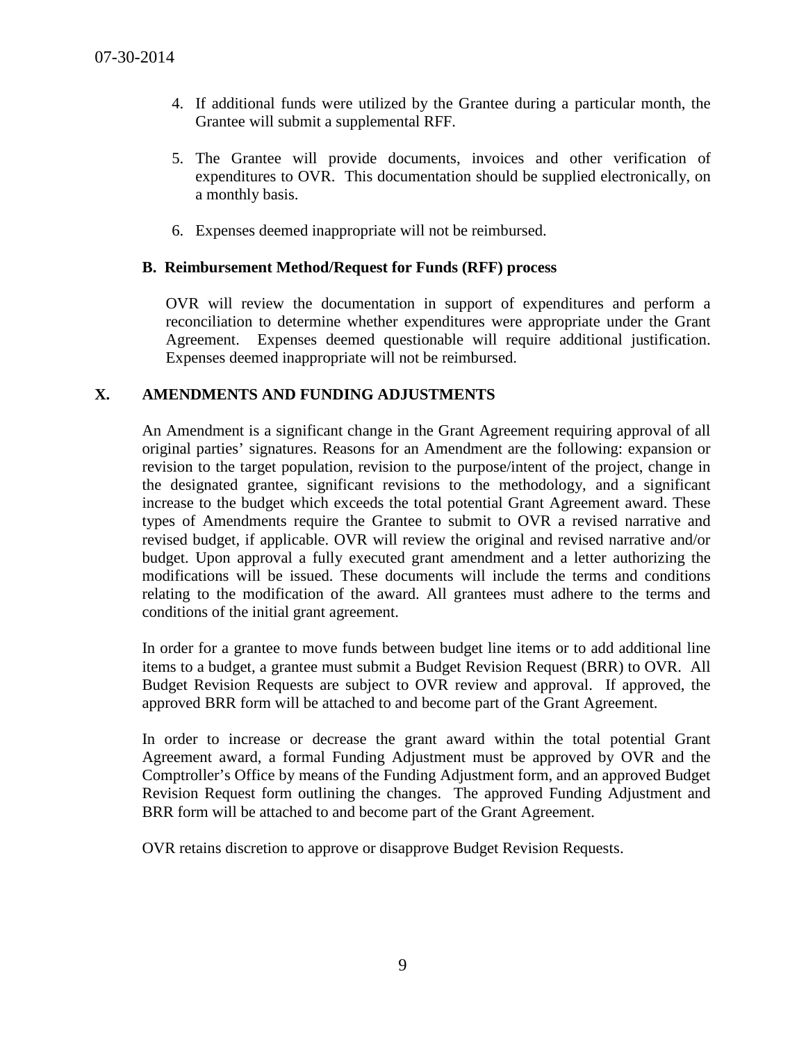4. If additional funds were utilized by the Grantee during a particular month, the Grantee will submit a supplemental RFF.

5. The Grantee will provide documents, invoices and other verification of expenditures to OVR. This documentation should be supplied electronically, on a monthly basis.

6. Expenses deemed inappropriate will not be reimbursed.

### B. Reimbursement Method/Request for Funds (RFF) process

OVR will review the documentation in support of expenditures and perform a reconciliation to determine whether expenditures were appropriate under the Grant Agreement. Expenses deemed questionable will require additional justification. Expenses deemed inappropriate will not be reimbursed.

## X. AMENDMENTS AND FUNDING ADJUSTMENTS

An Amendment is a significant change in the Grant Agreement requiring approval of all original parties' signatures. Reasons for an Amendment are the following: expansion or revision to the target population, revision to the purpose/intent of the project, change in the designated grantee, significant revisions to the methodology, and a significant increase to the budget which exceeds the total potential Grant Agreement award. These types of Amendments require the Grantee to submit to OVR a revised narrative and revised budget, if applicable. OVR will review the original and revised narrative and/or budget. Upon approval a fully executed grant amendment and a letter authorizing the modifications will be issued. These documents will include the terms and conditions relating to the modification of the award. All grantees must adhere to the terms and conditions of the initial grant agreement.

In order for a grantee to move funds between budget line items or to add additional line items to a budget, a grantee must submit a Budget Revision Request (BRR) to OVR. All Budget Revision Requests are subject to OVR review and approval. If approved, the approved BRR form will be attached to and become part of the Grant Agreement.

In order to increase or decrease the grant award within the total potential Grant Agreement award, a formal Funding Adjustment must be approved by OVR and the Comptroller's Office by means of the Funding Adjustment form, and an approved Budget Revision Request form outlining the changes. The approved Funding Adjustment and BRR form will be attached to and become part of the Grant Agreement.

OVR retains discretion to approve or disapprove Budget Revision Requests.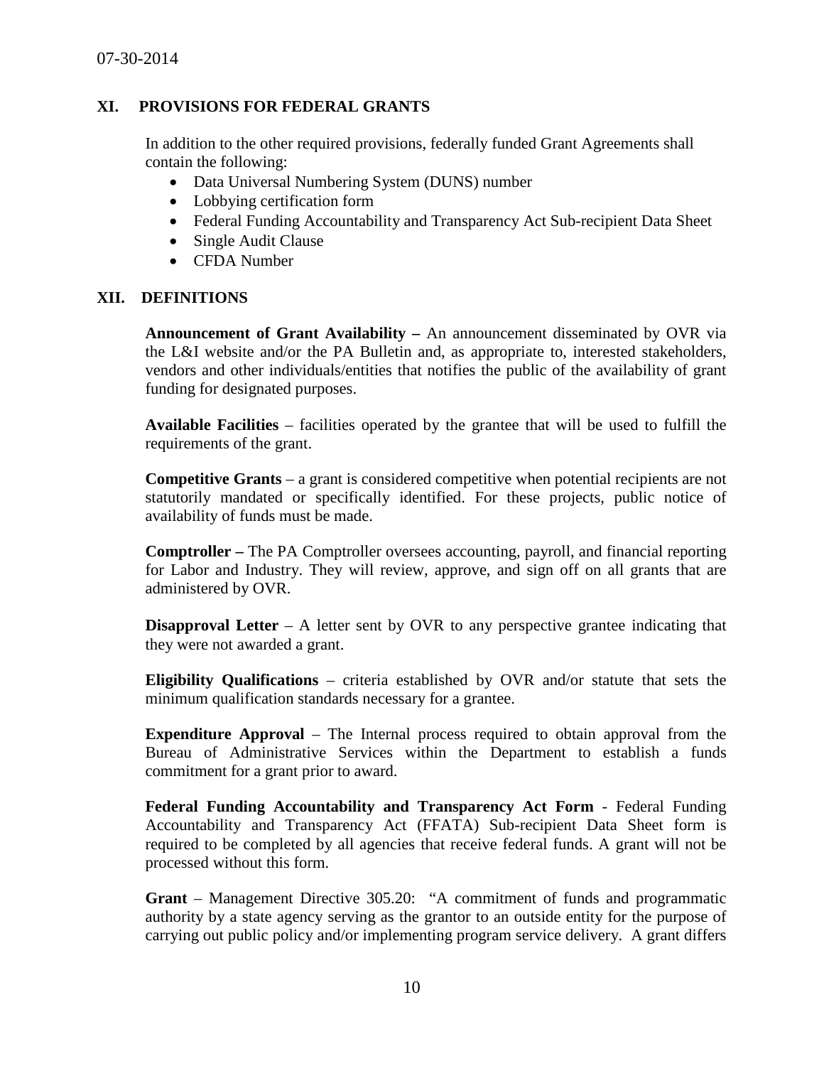## XI. PROVISIONS FOR FEDERAL GRANTS

In addition to the other required provisions, federally funded Grant Agreements shall contain the following:

- Data Universal Numbering System (DUNS) number
- Lobbying certification form
- Federal Funding Accountability and Transparency Act Sub-recipient Data Sheet
- Single Audit Clause
- CFDA Number

## XII. DEFINITIONS

**Announcement of Grant Availability –** An announcement disseminated by OVR via the L&I website and/or the PA Bulletin and, as appropriate to, interested stakeholders, vendors and other individuals/entities that notifies the public of the availability of grant funding for designated purposes.

**Available Facilities** – facilities operated by the grantee that will be used to fulfill the requirements of the grant.

**Competitive Grants** – a grant is considered competitive when potential recipients are not statutorily mandated or specifically identified. For these projects, public notice of availability of funds must be made.

**Comptroller –** The PA Comptroller oversees accounting, payroll, and financial reporting for Labor and Industry. They will review, approve, and sign off on all grants that are administered by OVR.

**Disapproval Letter** – A letter sent by OVR to any perspective grantee indicating that they were not awarded a grant.

**Eligibility Qualifications** – criteria established by OVR and/or statute that sets the minimum qualification standards necessary for a grantee.

**Expenditure Approval** – The Internal process required to obtain approval from the Bureau of Administrative Services within the Department to establish a funds commitment for a grant prior to award.

**Federal Funding Accountability and Transparency Act Form** - Federal Funding Accountability and Transparency Act (FFATA) Sub-recipient Data Sheet form is required to be completed by all agencies that receive federal funds. A grant will not be processed without this form.

**Grant** – Management Directive 305.20: "A commitment of funds and programmatic authority by a state agency serving as the grantor to an outside entity for the purpose of carrying out public policy and/or implementing program service delivery. A grant differs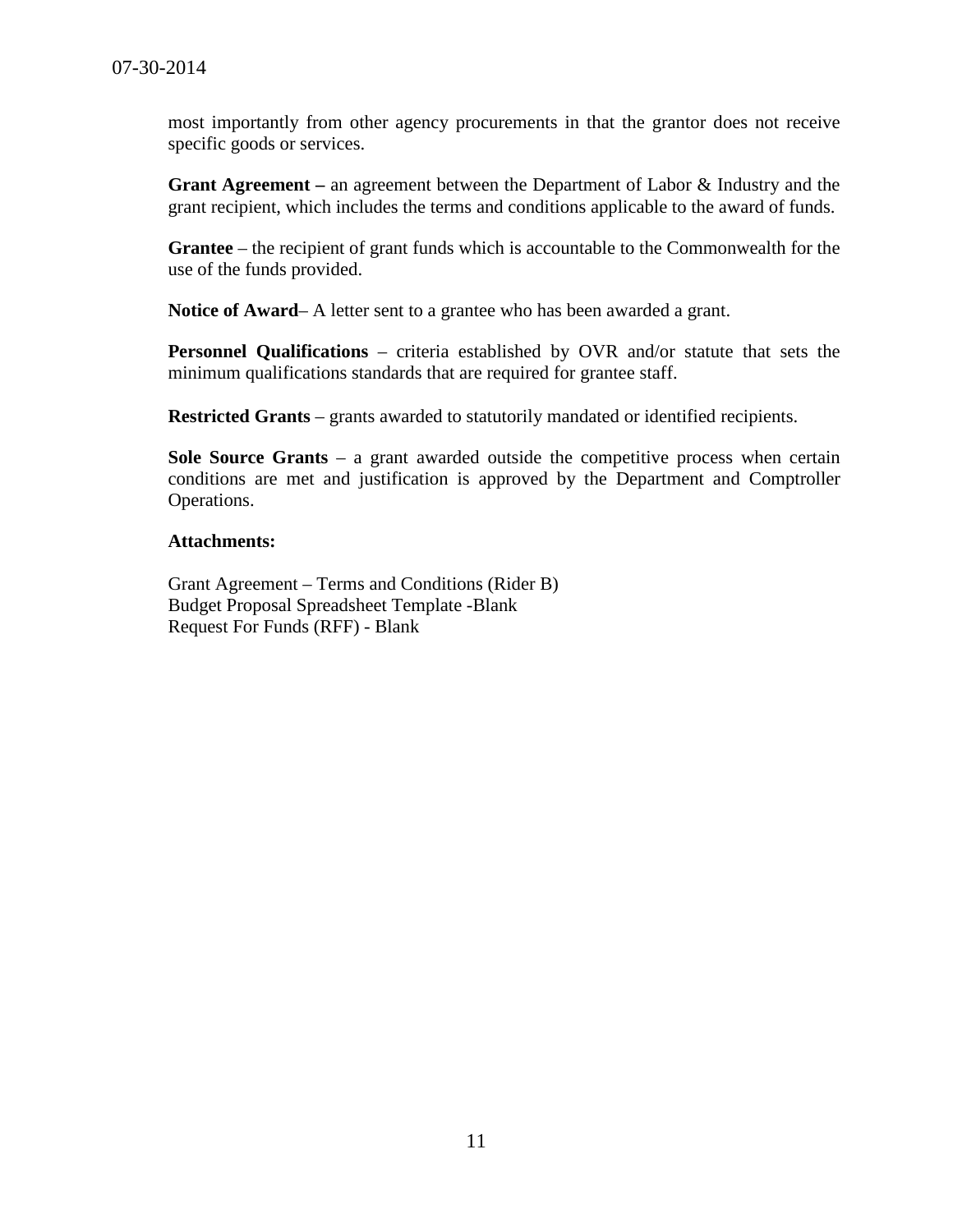most importantly from other agency procurements in that the grantor does not receive specific goods or services.

**Grant Agreement –** an agreement between the Department of Labor & Industry and the grant recipient, which includes the terms and conditions applicable to the award of funds.

**Grantee** – the recipient of grant funds which is accountable to the Commonwealth for the use of the funds provided.

**Notice of Award**– A letter sent to a grantee who has been awarded a grant.

**Personnel Qualifications** – criteria established by OVR and/or statute that sets the minimum qualifications standards that are required for grantee staff.

**Restricted Grants** – grants awarded to statutorily mandated or identified recipients.

**Sole Source Grants** – a grant awarded outside the competitive process when certain conditions are met and justification is approved by the Department and Comptroller Operations.

**Attachments:**

Grant Agreement – Terms and Conditions (Rider B)
Budget Proposal Spreadsheet Template -Blank
Request For Funds (RFF) - Blank